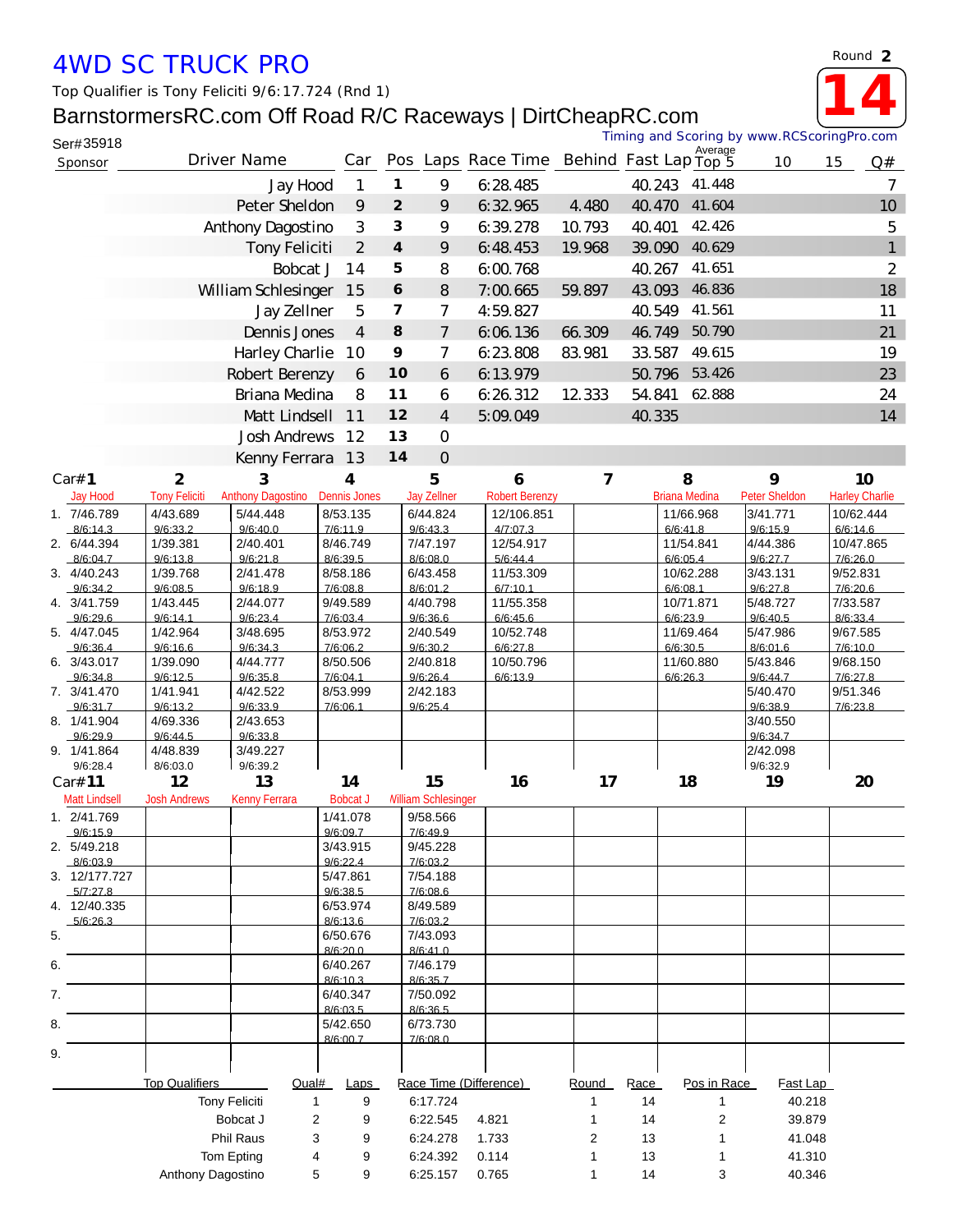# 4WD SC TRUCK PRO

Round **2**

**14**

Top Qualifier is Tony Feliciti 9/6:17.724 (Rnd 1)

## BarnstormersRC.com Off Road R/C Raceways | DirtCheapRC.com

Ser#35918

Timing and Scoring by www.RCScoringPro.com

| Sponsor | Driver Name | Car | Pos | Laps | Race Time | Behind | Fast Lap | Average Top 5 | 10 | 15 | Q# |
|---|---|---|---|---|---|---|---|---|---|---|---|
| | Jay Hood | 1 | 1 | 9 | 6:28.485 | | 40.243 | 41.448 | | | 7 |
| | Peter Sheldon | 9 | 2 | 9 | 6:32.965 | 4.480 | 40.470 | 41.604 | | | 10 |
| | Anthony Dagostino | 3 | 3 | 9 | 6:39.278 | 10.793 | 40.401 | 42.426 | | | 5 |
| | Tony Feliciti | 2 | 4 | 9 | 6:48.453 | 19.968 | 39.090 | 40.629 | | | 1 |
| | Bobcat J | 14 | 5 | 8 | 6:00.768 | | 40.267 | 41.651 | | | 2 |
| | William Schlesinger | 15 | 6 | 8 | 7:00.665 | 59.897 | 43.093 | 46.836 | | | 18 |
| | Jay Zellner | 5 | 7 | 7 | 4:59.827 | | 40.549 | 41.561 | | | 11 |
| | Dennis Jones | 4 | 8 | 7 | 6:06.136 | 66.309 | 46.749 | 50.790 | | | 21 |
| | Harley Charlie | 10 | 9 | 7 | 6:23.808 | 83.981 | 33.587 | 49.615 | | | 19 |
| | Robert Berenzy | 6 | 10 | 6 | 6:13.979 | | 50.796 | 53.426 | | | 23 |
| | Briana Medina | 8 | 11 | 6 | 6:26.312 | 12.333 | 54.841 | 62.888 | | | 24 |
| | Matt Lindsell | 11 | 12 | 4 | 5:09.049 | | 40.335 | | | | 14 |
| | Josh Andrews | 12 | 13 | 0 | | | | | | | |
| | Kenny Ferrara | 13 | 14 | 0 | | | | | | | |

| Lap | Car# 1 Jay Hood | 2 Tony Feliciti | 3 Anthony Dagostino | 4 Dennis Jones | 5 Jay Zellner | 6 Robert Berenzy | 7 | 8 Briana Medina | 9 Peter Sheldon | 10 Harley Charlie |
|---|---|---|---|---|---|---|---|---|---|---|
| 1. | 7/46.789 8/6:14.3 | 4/43.689 9/6:33.2 | 5/44.448 9/6:40.0 | 8/53.135 7/6:11.9 | 6/44.824 9/6:43.3 | 12/106.851 4/7:07.3 | | 11/66.968 6/6:41.8 | 3/41.771 9/6:15.9 | 10/62.444 6/6:14.6 |
| 2. | 6/44.394 8/6:04.7 | 1/39.381 9/6:13.8 | 2/40.401 9/6:21.8 | 8/46.749 8/6:39.5 | 7/47.197 8/6:08.0 | 12/54.917 5/6:44.4 | | 11/54.841 6/6:05.4 | 4/44.386 9/6:27.7 | 10/47.865 7/6:26.0 |
| 3. | 4/40.243 9/6:34.2 | 1/39.768 9/6:08.5 | 2/41.478 9/6:18.9 | 8/58.186 7/6:08.8 | 6/43.458 8/6:01.2 | 11/53.309 6/7:10.1 | | 10/62.288 6/6:08.1 | 3/43.131 9/6:27.8 | 9/52.831 7/6:20.6 |
| 4. | 3/41.759 9/6:29.6 | 1/43.445 9/6:14.1 | 2/44.077 9/6:23.4 | 9/49.589 7/6:03.4 | 4/40.798 9/6:36.6 | 11/55.358 6/6:45.6 | | 10/71.871 6/6:23.9 | 5/48.727 9/6:40.5 | 7/33.587 8/6:33.4 |
| 5. | 4/47.045 9/6:36.4 | 1/42.964 9/6:16.6 | 3/48.695 9/6:34.3 | 8/53.972 7/6:06.2 | 2/40.549 9/6:30.2 | 10/52.748 6/6:27.8 | | 11/69.464 6/6:30.5 | 5/47.986 8/6:01.6 | 9/67.585 7/6:10.0 |
| 6. | 3/43.017 9/6:34.8 | 1/39.090 9/6:12.5 | 4/44.777 9/6:35.8 | 8/50.506 7/6:04.1 | 2/40.818 9/6:26.4 | 10/50.796 6/6:13.9 | | 11/60.880 6/6:26.3 | 5/43.846 9/6:44.7 | 9/68.150 7/6:27.8 |
| 7. | 3/41.470 9/6:31.7 | 1/41.941 9/6:13.2 | 4/42.522 9/6:33.9 | 8/53.999 7/6:06.1 | 2/42.183 9/6:25.4 | | | | 5/40.470 9/6:38.9 | 9/51.346 7/6:23.8 |
| 8. | 1/41.904 9/6:29.9 | 4/69.336 9/6:44.5 | 2/43.653 9/6:33.8 | | | | | | 3/40.550 9/6:34.7 | |
| 9. | 1/41.864 9/6:28.4 | 4/48.839 8/6:03.0 | 3/49.227 9/6:39.2 | | | | | | 2/42.098 9/6:32.9 | |

| Lap | Car# 11 Matt Lindsell | 12 Josh Andrews | 13 Kenny Ferrara | 14 Bobcat J | 15 William Schlesinger | 16 | 17 | 18 | 19 | 20 |
|---|---|---|---|---|---|---|---|---|---|---|
| 1. | 2/41.769 9/6:15.9 | | | 1/41.078 9/6:09.7 | 9/58.566 7/6:49.9 | | | | | |
| 2. | 5/49.218 8/6:03.9 | | | 3/43.915 9/6:22.4 | 9/45.228 7/6:03.2 | | | | | |
| 3. | 12/177.727 5/7:27.8 | | | 5/47.861 9/6:38.5 | 7/54.188 7/6:08.6 | | | | | |
| 4. | 12/40.335 5/6:26.3 | | | 6/53.974 8/6:13.6 | 8/49.589 7/6:03.2 | | | | | |
| 5. | | | | 6/50.676 8/6:20.0 | 7/43.093 8/6:41.0 | | | | | |
| 6. | | | | 6/40.267 8/6:10.3 | 7/46.179 8/6:35.7 | | | | | |
| 7. | | | | 6/40.347 8/6:03.5 | 7/50.092 8/6:36.5 | | | | | |
| 8. | | | | 5/42.650 8/6:00.7 | 6/73.730 7/6:08.0 | | | | | |
| 9. | | | | | | | | | | |

| Top Qualifiers | Qual# | Laps | Race Time | (Difference) | Round | Race | Pos in Race | Fast Lap |
|---|---|---|---|---|---|---|---|---|
| Tony Feliciti | 1 | 9 | 6:17.724 | | 1 | 14 | 1 | 40.218 |
| Bobcat J | 2 | 9 | 6:22.545 | 4.821 | 1 | 14 | 2 | 39.879 |
| Phil Raus | 3 | 9 | 6:24.278 | 1.733 | 2 | 13 | 1 | 41.048 |
| Tom Epting | 4 | 9 | 6:24.392 | 0.114 | 1 | 13 | 1 | 41.310 |
| Anthony Dagostino | 5 | 9 | 6:25.157 | 0.765 | 1 | 14 | 3 | 40.346 |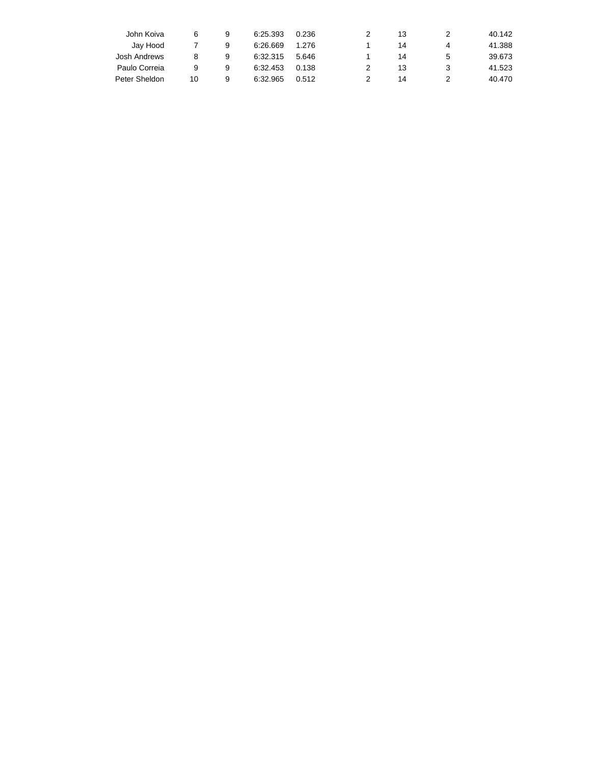| | | | | | | | | |
|---|---|---|---|---|---|---|---|---|
| John Koiva | 6 | 9 | 6:25.393 | 0.236 | 2 | 13 | 2 | 40.142 |
| Jay Hood | 7 | 9 | 6:26.669 | 1.276 | 1 | 14 | 4 | 41.388 |
| Josh Andrews | 8 | 9 | 6:32.315 | 5.646 | 1 | 14 | 5 | 39.673 |
| Paulo Correia | 9 | 9 | 6:32.453 | 0.138 | 2 | 13 | 3 | 41.523 |
| Peter Sheldon | 10 | 9 | 6:32.965 | 0.512 | 2 | 14 | 2 | 40.470 |